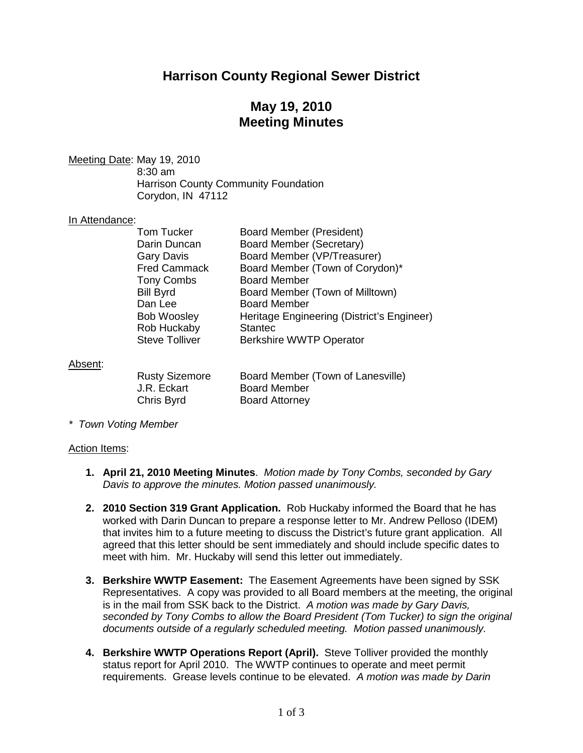# Harrison County Regional Sewer District

## May 19, 2010
## Meeting Minutes

Meeting Date: May 19, 2010
8:30 am
Harrison County Community Foundation
Corydon, IN 47112

In Attendance:

| | |
|---|---|
| Tom Tucker | Board Member (President) |
| Darin Duncan | Board Member (Secretary) |
| Gary Davis | Board Member (VP/Treasurer) |
| Fred Cammack | Board Member (Town of Corydon)* |
| Tony Combs | Board Member |
| Bill Byrd | Board Member (Town of Milltown) |
| Dan Lee | Board Member |
| Bob Woosley | Heritage Engineering (District's Engineer) |
| Rob Huckaby | Stantec |
| Steve Tolliver | Berkshire WWTP Operator |

Absent:

| | |
|---|---|
| Rusty Sizemore | Board Member (Town of Lanesville) |
| J.R. Eckart | Board Member |
| Chris Byrd | Board Attorney |

*\* Town Voting Member*

Action Items:

1. **April 21, 2010 Meeting Minutes**. *Motion made by Tony Combs, seconded by Gary Davis to approve the minutes. Motion passed unanimously.*

2. **2010 Section 319 Grant Application.** Rob Huckaby informed the Board that he has worked with Darin Duncan to prepare a response letter to Mr. Andrew Pelloso (IDEM) that invites him to a future meeting to discuss the District's future grant application. All agreed that this letter should be sent immediately and should include specific dates to meet with him. Mr. Huckaby will send this letter out immediately.

3. **Berkshire WWTP Easement:** The Easement Agreements have been signed by SSK Representatives. A copy was provided to all Board members at the meeting, the original is in the mail from SSK back to the District. *A motion was made by Gary Davis, seconded by Tony Combs to allow the Board President (Tom Tucker) to sign the original documents outside of a regularly scheduled meeting. Motion passed unanimously.*

4. **Berkshire WWTP Operations Report (April).** Steve Tolliver provided the monthly status report for April 2010. The WWTP continues to operate and meet permit requirements. Grease levels continue to be elevated. *A motion was made by Darin*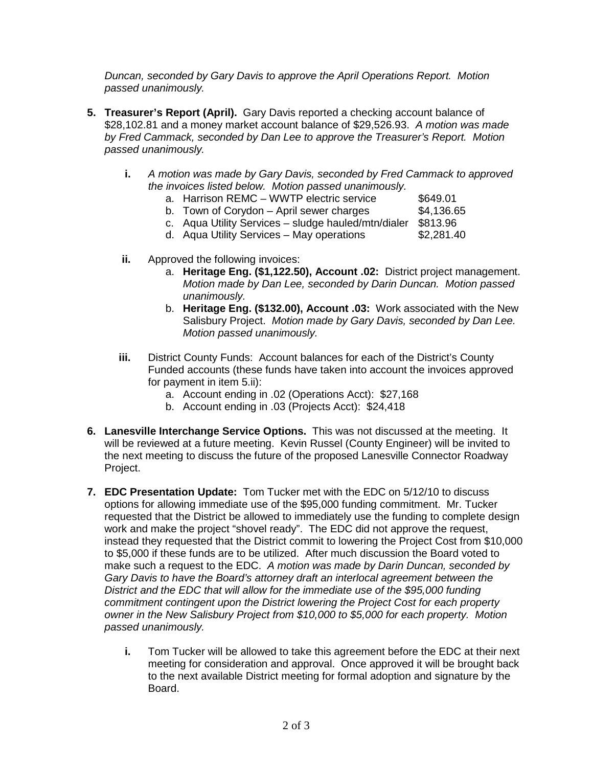*Duncan, seconded by Gary Davis to approve the April Operations Report. Motion passed unanimously.*

5. **Treasurer's Report (April).** Gary Davis reported a checking account balance of $28,102.81 and a money market account balance of $29,526.93. *A motion was made by Fred Cammack, seconded by Dan Lee to approve the Treasurer's Report. Motion passed unanimously.*

   i. *A motion was made by Gary Davis, seconded by Fred Cammack to approved the invoices listed below. Motion passed unanimously.*
      a. Harrison REMC – WWTP electric service $649.01
      b. Town of Corydon – April sewer charges $4,136.65
      c. Aqua Utility Services – sludge hauled/mtn/dialer $813.96
      d. Aqua Utility Services – May operations $2,281.40

   ii. Approved the following invoices:
      a. **Heritage Eng. ($1,122.50), Account .02:** District project management. *Motion made by Dan Lee, seconded by Darin Duncan. Motion passed unanimously.*
      b. **Heritage Eng. ($132.00), Account .03:** Work associated with the New Salisbury Project. *Motion made by Gary Davis, seconded by Dan Lee. Motion passed unanimously.*

   iii. District County Funds: Account balances for each of the District's County Funded accounts (these funds have taken into account the invoices approved for payment in item 5.ii):
      a. Account ending in .02 (Operations Acct): $27,168
      b. Account ending in .03 (Projects Acct): $24,418

6. **Lanesville Interchange Service Options.** This was not discussed at the meeting. It will be reviewed at a future meeting. Kevin Russel (County Engineer) will be invited to the next meeting to discuss the future of the proposed Lanesville Connector Roadway Project.

7. **EDC Presentation Update:** Tom Tucker met with the EDC on 5/12/10 to discuss options for allowing immediate use of the $95,000 funding commitment. Mr. Tucker requested that the District be allowed to immediately use the funding to complete design work and make the project "shovel ready". The EDC did not approve the request, instead they requested that the District commit to lowering the Project Cost from $10,000 to $5,000 if these funds are to be utilized. After much discussion the Board voted to make such a request to the EDC. *A motion was made by Darin Duncan, seconded by Gary Davis to have the Board's attorney draft an interlocal agreement between the District and the EDC that will allow for the immediate use of the $95,000 funding commitment contingent upon the District lowering the Project Cost for each property owner in the New Salisbury Project from $10,000 to $5,000 for each property. Motion passed unanimously.*

   i. Tom Tucker will be allowed to take this agreement before the EDC at their next meeting for consideration and approval. Once approved it will be brought back to the next available District meeting for formal adoption and signature by the Board.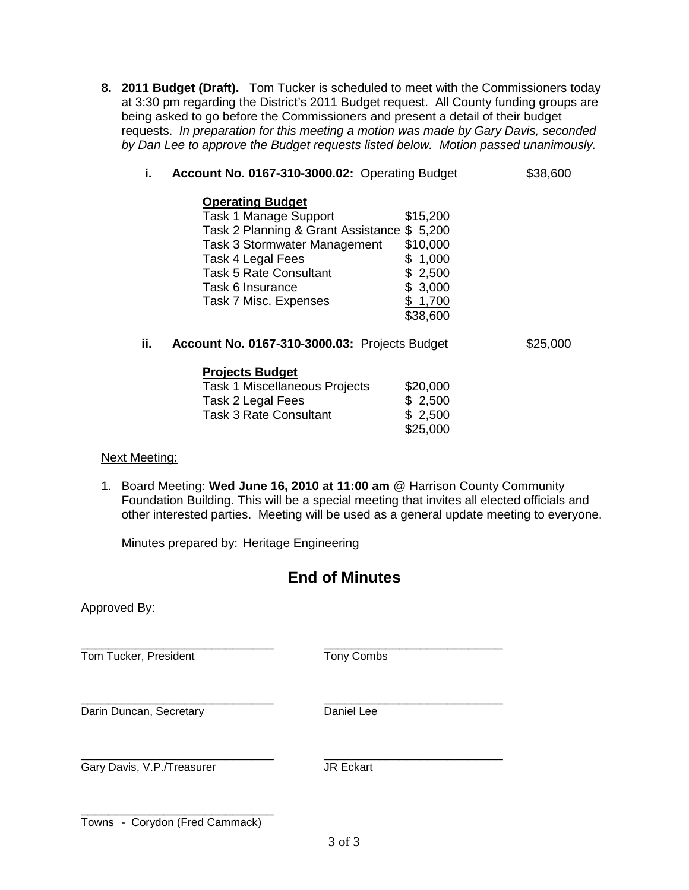8. **2011 Budget (Draft).** Tom Tucker is scheduled to meet with the Commissioners today at 3:30 pm regarding the District's 2011 Budget request. All County funding groups are being asked to go before the Commissioners and present a detail of their budget requests. *In preparation for this meeting a motion was made by Gary Davis, seconded by Dan Lee to approve the Budget requests listed below. Motion passed unanimously.*

   i. **Account No. 0167-310-3000.02:** Operating Budget $38,600

   | **Operating Budget** | |
   |---|---|
   | Task 1 Manage Support | $15,200 |
   | Task 2 Planning & Grant Assistance | $ 5,200 |
   | Task 3 Stormwater Management | $10,000 |
   | Task 4 Legal Fees | $ 1,000 |
   | Task 5 Rate Consultant | $ 2,500 |
   | Task 6 Insurance | $ 3,000 |
   | Task 7 Misc. Expenses | $ 1,700 |
   | | $38,600 |

   ii. **Account No. 0167-310-3000.03:** Projects Budget $25,000

   | **Projects Budget** | |
   |---|---|
   | Task 1 Miscellaneous Projects | $20,000 |
   | Task 2 Legal Fees | $ 2,500 |
   | Task 3 Rate Consultant | $ 2,500 |
   | | $25,000 |

Next Meeting:

1. Board Meeting: **Wed June 16, 2010 at 11:00 am** @ Harrison County Community Foundation Building. This will be a special meeting that invites all elected officials and other interested parties. Meeting will be used as a general update meeting to everyone.

   Minutes prepared by: Heritage Engineering

## End of Minutes

Approved By:

| | |
|---|---|
| ______________________________ | ______________________________ |
| Tom Tucker, President | Tony Combs |
| ______________________________ | ______________________________ |
| Darin Duncan, Secretary | Daniel Lee |
| ______________________________ | ______________________________ |
| Gary Davis, V.P./Treasurer | JR Eckart |
| ______________________________ | |
| Towns - Corydon (Fred Cammack) | |